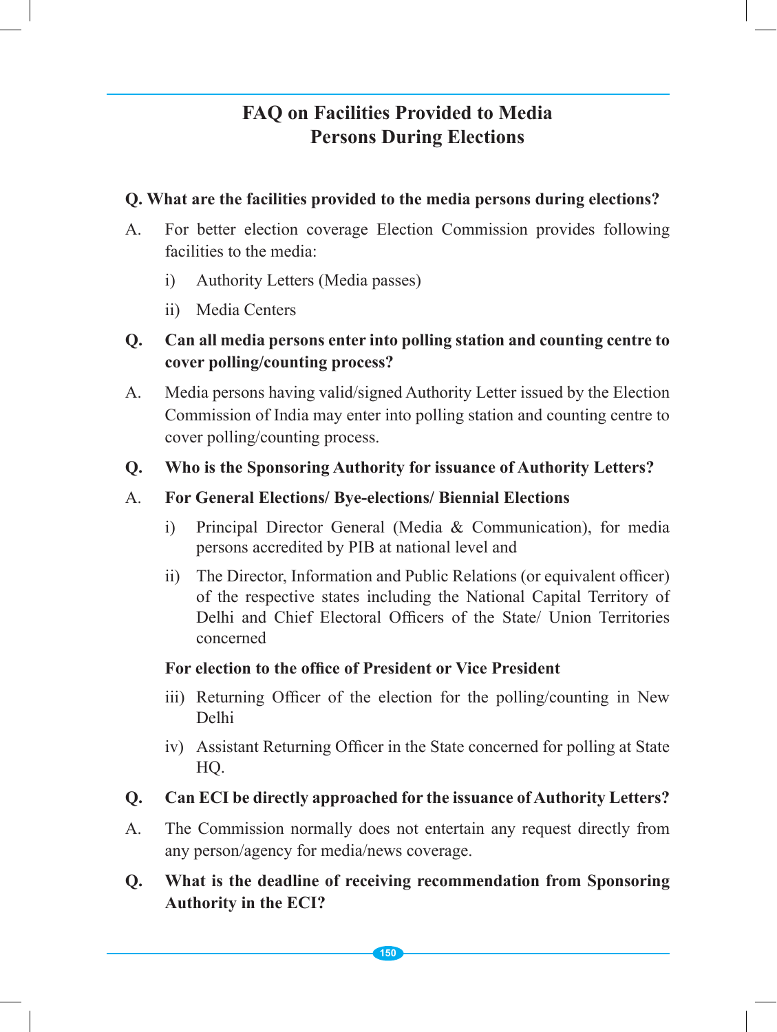# FAQ on Facilities Provided to Media Persons During Elections

**Q. What are the facilities provided to the media persons during elections?**

A. For better election coverage Election Commission provides following facilities to the media:

i) Authority Letters (Media passes)

ii) Media Centers

**Q. Can all media persons enter into polling station and counting centre to cover polling/counting process?**

A. Media persons having valid/signed Authority Letter issued by the Election Commission of India may enter into polling station and counting centre to cover polling/counting process.

**Q. Who is the Sponsoring Authority for issuance of Authority Letters?**

A. **For General Elections/ Bye-elections/ Biennial Elections**

i) Principal Director General (Media & Communication), for media persons accredited by PIB at national level and

ii) The Director, Information and Public Relations (or equivalent officer) of the respective states including the National Capital Territory of Delhi and Chief Electoral Officers of the State/ Union Territories concerned

**For election to the office of President or Vice President**

iii) Returning Officer of the election for the polling/counting in New Delhi

iv) Assistant Returning Officer in the State concerned for polling at State HQ.

**Q. Can ECI be directly approached for the issuance of Authority Letters?**

A. The Commission normally does not entertain any request directly from any person/agency for media/news coverage.

**Q. What is the deadline of receiving recommendation from Sponsoring Authority in the ECI?**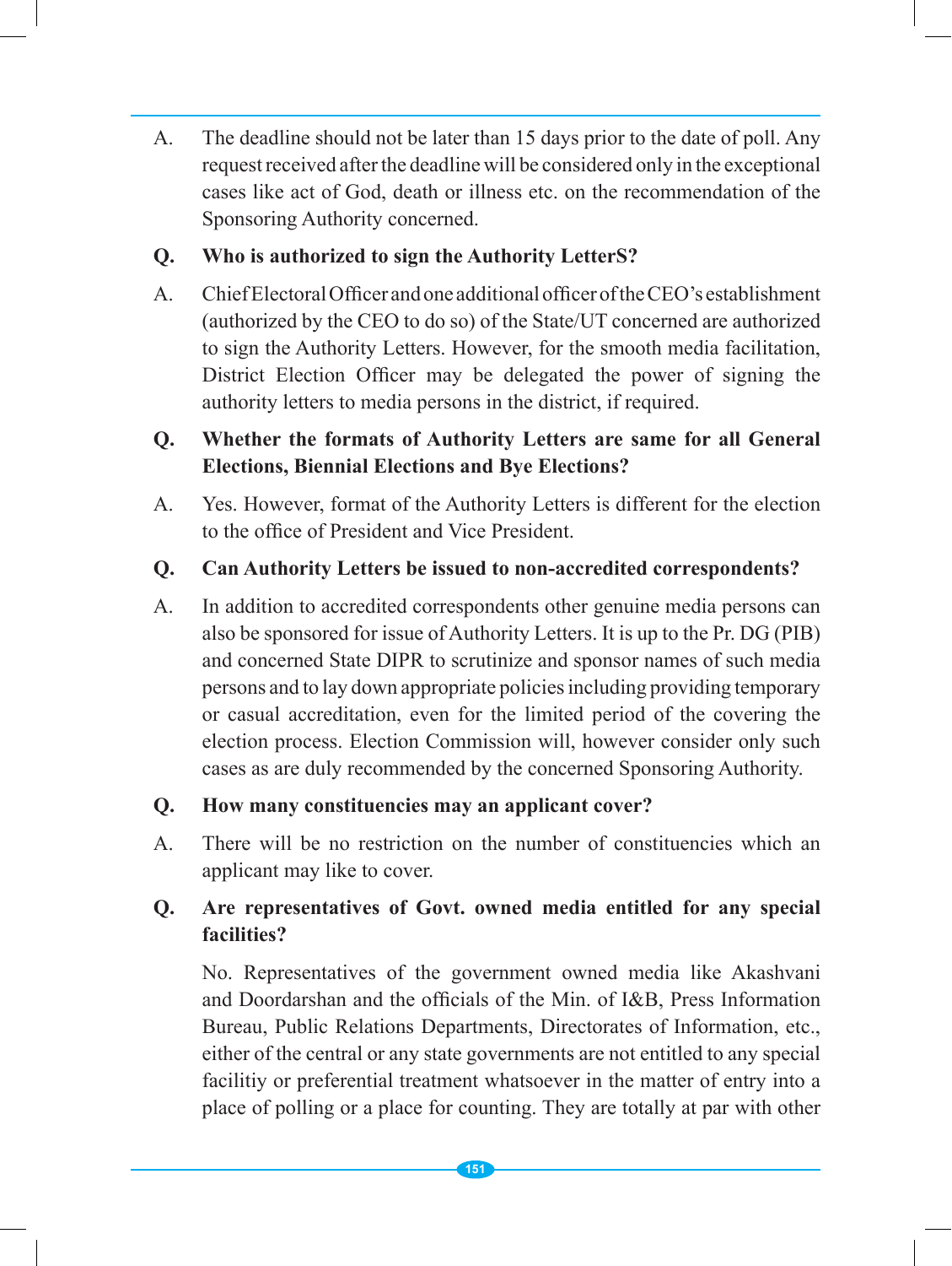A. The deadline should not be later than 15 days prior to the date of poll. Any request received after the deadline will be considered only in the exceptional cases like act of God, death or illness etc. on the recommendation of the Sponsoring Authority concerned.

**Q. Who is authorized to sign the Authority LetterS?**

A. Chief Electoral Officer and one additional officer of the CEO's establishment (authorized by the CEO to do so) of the State/UT concerned are authorized to sign the Authority Letters. However, for the smooth media facilitation, District Election Officer may be delegated the power of signing the authority letters to media persons in the district, if required.

**Q. Whether the formats of Authority Letters are same for all General Elections, Biennial Elections and Bye Elections?**

A. Yes. However, format of the Authority Letters is different for the election to the office of President and Vice President.

**Q. Can Authority Letters be issued to non-accredited correspondents?**

A. In addition to accredited correspondents other genuine media persons can also be sponsored for issue of Authority Letters. It is up to the Pr. DG (PIB) and concerned State DIPR to scrutinize and sponsor names of such media persons and to lay down appropriate policies including providing temporary or casual accreditation, even for the limited period of the covering the election process. Election Commission will, however consider only such cases as are duly recommended by the concerned Sponsoring Authority.

**Q. How many constituencies may an applicant cover?**

A. There will be no restriction on the number of constituencies which an applicant may like to cover.

**Q. Are representatives of Govt. owned media entitled for any special facilities?**

No. Representatives of the government owned media like Akashvani and Doordarshan and the officials of the Min. of I&B, Press Information Bureau, Public Relations Departments, Directorates of Information, etc., either of the central or any state governments are not entitled to any special facilitiy or preferential treatment whatsoever in the matter of entry into a place of polling or a place for counting. They are totally at par with other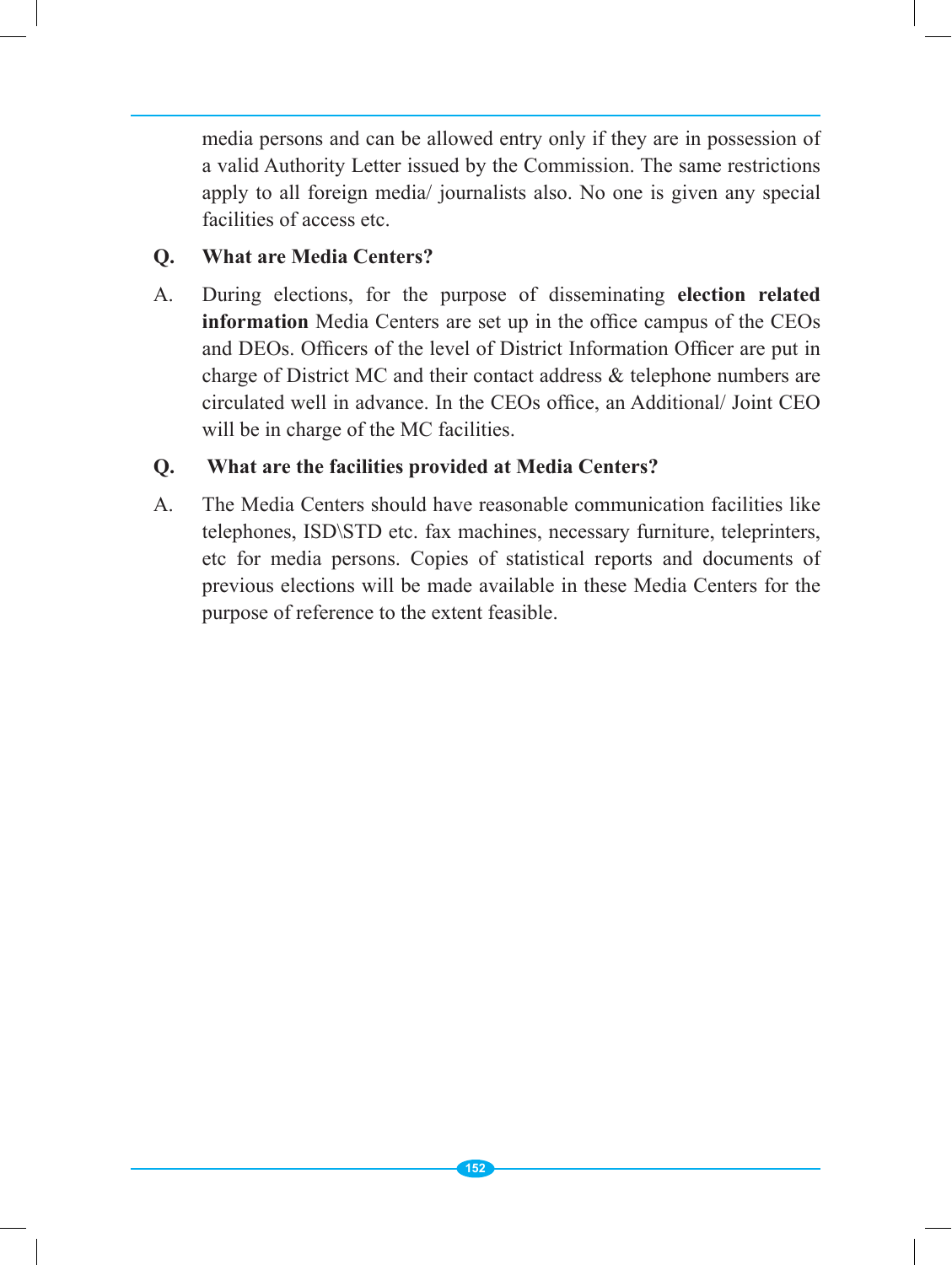media persons and can be allowed entry only if they are in possession of a valid Authority Letter issued by the Commission. The same restrictions apply to all foreign media/ journalists also. No one is given any special facilities of access etc.

**Q. What are Media Centers?**

A. During elections, for the purpose of disseminating **election related information** Media Centers are set up in the office campus of the CEOs and DEOs. Officers of the level of District Information Officer are put in charge of District MC and their contact address & telephone numbers are circulated well in advance. In the CEOs office, an Additional/ Joint CEO will be in charge of the MC facilities.

**Q. What are the facilities provided at Media Centers?**

A. The Media Centers should have reasonable communication facilities like telephones, ISD\STD etc. fax machines, necessary furniture, teleprinters, etc for media persons. Copies of statistical reports and documents of previous elections will be made available in these Media Centers for the purpose of reference to the extent feasible.